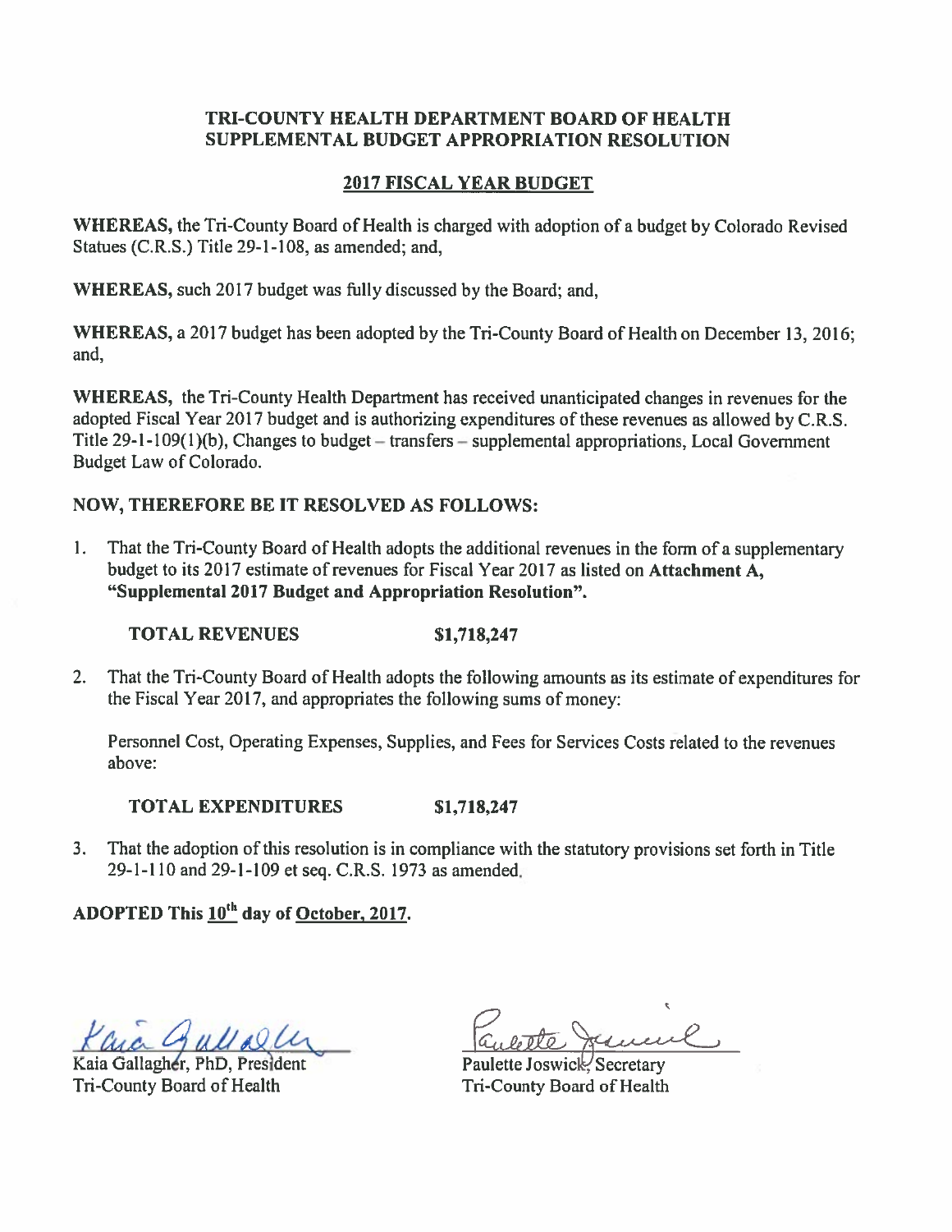# TRI-COUNTY HEALTH DEPARTMENT BOARD OF HEALTH
# SUPPLEMENTAL BUDGET APPROPRIATION RESOLUTION

## 2017 FISCAL YEAR BUDGET

**WHEREAS,** the Tri-County Board of Health is charged with adoption of a budget by Colorado Revised Statues (C.R.S.) Title 29-1-108, as amended; and,

**WHEREAS,** such 2017 budget was fully discussed by the Board; and,

**WHEREAS,** a 2017 budget has been adopted by the Tri-County Board of Health on December 13, 2016; and,

**WHEREAS,** the Tri-County Health Department has received unanticipated changes in revenues for the adopted Fiscal Year 2017 budget and is authorizing expenditures of these revenues as allowed by C.R.S. Title 29-1-109(1)(b), Changes to budget – transfers – supplemental appropriations, Local Government Budget Law of Colorado.

**NOW, THEREFORE BE IT RESOLVED AS FOLLOWS:**

1. That the Tri-County Board of Health adopts the additional revenues in the form of a supplementary budget to its 2017 estimate of revenues for Fiscal Year 2017 as listed on **Attachment A, "Supplemental 2017 Budget and Appropriation Resolution".**

   **TOTAL REVENUES $1,718,247**

2. That the Tri-County Board of Health adopts the following amounts as its estimate of expenditures for the Fiscal Year 2017, and appropriates the following sums of money:

   Personnel Cost, Operating Expenses, Supplies, and Fees for Services Costs related to the revenues above:

   **TOTAL EXPENDITURES $1,718,247**

3. That the adoption of this resolution is in compliance with the statutory provisions set forth in Title 29-1-110 and 29-1-109 et seq. C.R.S. 1973 as amended.

**ADOPTED This 10th day of October, 2017.**

Kaia Gallagher, PhD, President
Tri-County Board of Health

Paulette Joswick, Secretary
Tri-County Board of Health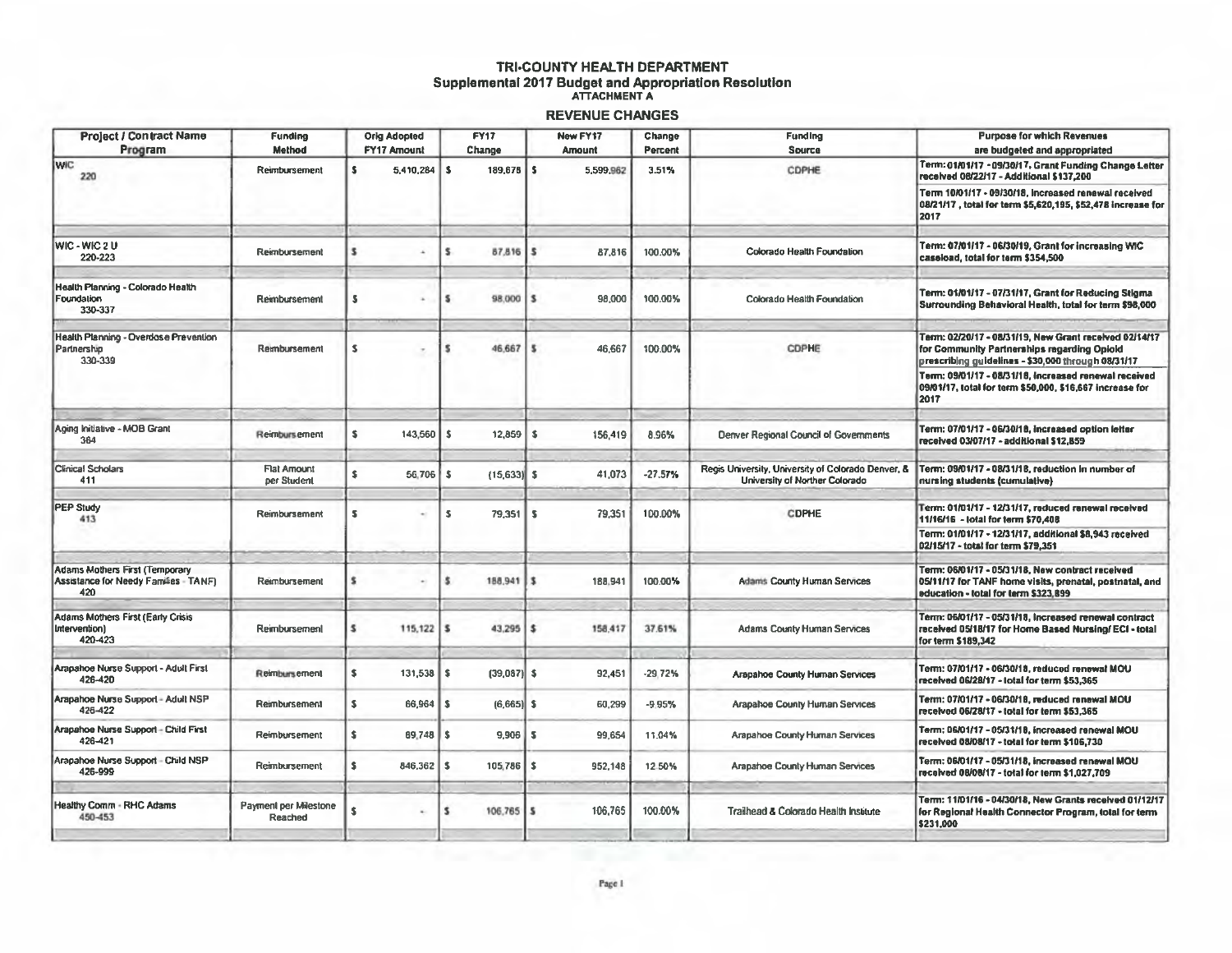# TRI-COUNTY HEALTH DEPARTMENT

## Supplemental 2017 Budget and Appropriation Resolution

### ATTACHMENT A

### REVENUE CHANGES

| Project / Contract Name Program | Funding Method | Orig Adopted FY17 Amount | FY17 Change | New FY17 Amount | Change Percent | Funding Source | Purpose for which Revenues are budgeted and appropriated |
|---|---|---|---|---|---|---|---|
| WIC 220 | Reimbursement | $ 5,410,284 | $ 189,678 | $ 5,599,962 | 3.51% | CDPHE | Term: 01/01/17 - 09/30/17, Grant Funding Change Letter received 08/22/17 - Additional $137,200<br>Term 10/01/17 - 09/30/18, Increased renewal received 08/21/17 , total for term $5,620,195, $52,478 increase for 2017 |
| WIC - WIC 2 U 220-223 | Reimbursement | $ - | $ 87,816 | $ 87,816 | 100.00% | Colorado Health Foundation | Term: 07/01/17 - 06/30/19, Grant for increasing WIC caseload, total for term $354,500 |
| Health Planning - Colorado Health Foundation 330-337 | Reimbursement | $ - | $ 98,000 | $ 98,000 | 100.00% | Colorado Health Foundation | Term: 01/01/17 - 07/31/17, Grant for Reducing Stigma Surrounding Behavioral Health, total for term $98,000 |
| Health Planning - Overdose Prevention Partnership 330-339 | Reimbursement | $ - | $ 46,667 | $ 46,667 | 100.00% | CDPHE | Term: 02/20/17 - 08/31/19, New Grant received 02/14/17 for Community Partnerships regarding Opioid prescribing guidelines - $30,000 through 08/31/17<br>Term: 09/01/17 - 08/31/18, Increased renewal received 09/01/17, total for term $50,000, $16,667 increase for 2017 |
| Aging Initiative - MOB Grant 364 | Reimbursement | $ 143,560 | $ 12,859 | $ 156,419 | 8.96% | Denver Regional Council of Governments | Term: 07/01/17 - 06/30/18, Increased option letter received 03/07/17 - additional $12,859 |
| Clinical Scholars 411 | Flat Amount per Student | $ 56,706 | $ (15,633) | $ 41,073 | -27.57% | Regis University, University of Colorado Denver, & University of Norther Colorado | Term: 09/01/17 - 08/31/18, reduction in number of nursing students (cumulative) |
| PEP Study 413 | Reimbursement | $ - | $ 79,351 | $ 79,351 | 100.00% | CDPHE | Term: 01/01/17 - 12/31/17, reduced renewal received 11/16/16 - total for term $70,408<br>Term: 01/01/17 - 12/31/17, additional $8,943 received 02/15/17 - total for term $79,351 |
| Adams Mothers First (Temporary Assistance for Needy Families - TANF) 420 | Reimbursement | $ - | $ 188,941 | $ 188,941 | 100.00% | Adams County Human Services | Term: 06/01/17 - 05/31/18, New contract received 05/11/17 for TANF home visits, prenatal, postnatal, and education - total for term $323,899 |
| Adams Mothers First (Early Crisis Intervention) 420-423 | Reimbursement | $ 115,122 | $ 43,295 | $ 158,417 | 37.61% | Adams County Human Services | Term: 06/01/17 - 05/31/18, Increased renewal contract received 05/18/17 for Home Based Nursing/ ECI - total for term $189,342 |
| Arapahoe Nurse Support - Adult First 426-420 | Reimbursement | $ 131,538 | $ (39,087) | $ 92,451 | -29.72% | Arapahoe County Human Services | Term: 07/01/17 - 06/30/18, reduced renewal MOU received 06/28/17 - total for term $53,365 |
| Arapahoe Nurse Support - Adult NSP 426-422 | Reimbursement | $ 66,964 | $ (6,665) | $ 60,299 | -9.95% | Arapahoe County Human Services | Term: 07/01/17 - 06/30/18, reduced renewal MOU received 06/28/17 - total for term $53,365 |
| Arapahoe Nurse Support - Child First 426-421 | Reimbursement | $ 89,748 | $ 9,906 | $ 99,654 | 11.04% | Arapahoe County Human Services | Term: 06/01/17 - 05/31/18, increased renewal MOU received 08/08/17 - total for term $106,730 |
| Arapahoe Nurse Support - Child NSP 426-999 | Reimbursement | $ 846,362 | $ 105,786 | $ 952,148 | 12.50% | Arapahoe County Human Services | Term: 06/01/17 - 05/31/18, increased renewal MOU received 08/08/17 - total for term $1,027,709 |
| Healthy Comm - RHC Adams 450-453 | Payment per Milestone Reached | $ - | $ 106,765 | $ 106,765 | 100.00% | Trailhead & Colorado Health Institute | Term: 11/01/16 - 04/30/18, New Grants received 01/12/17 for Regional Health Connector Program, total for term $231,000 |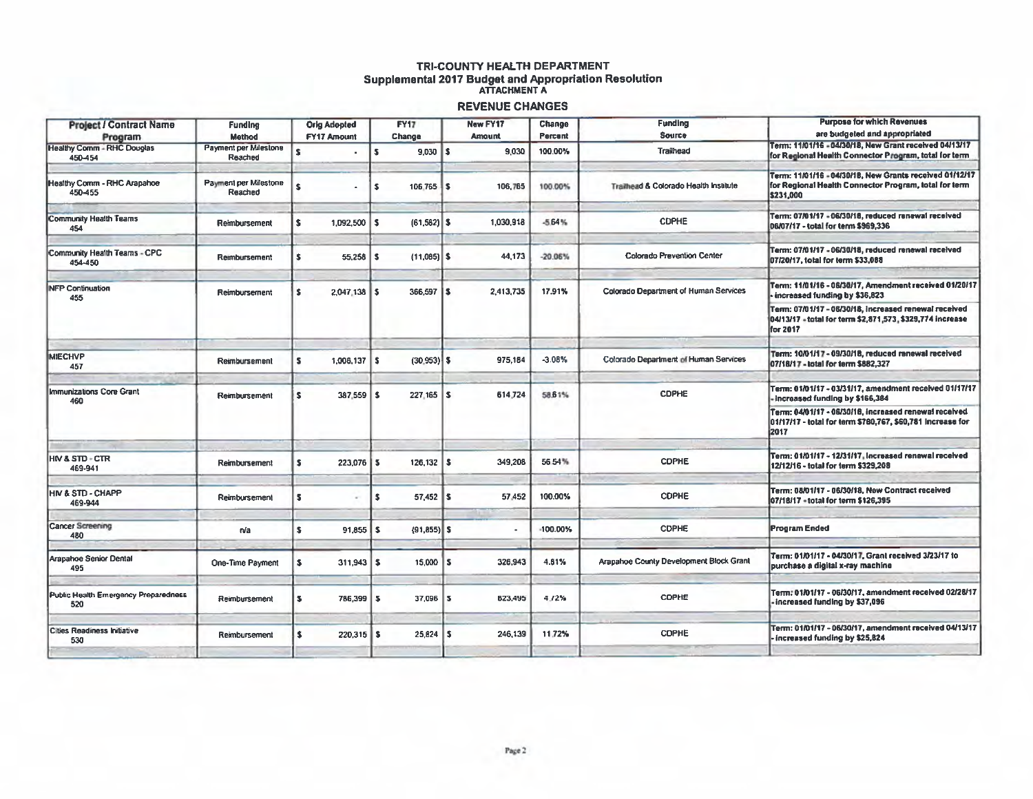# TRI-COUNTY HEALTH DEPARTMENT

## Supplemental 2017 Budget and Appropriation Resolution

### ATTACHMENT A

### REVENUE CHANGES

| Project / Contract Name Program | Funding Method | Orig Adopted FY17 Amount | FY17 Change | New FY17 Amount | Change Percent | Funding Source | Purpose for which Revenues are budgeted and appropriated |
|---|---|---|---|---|---|---|---|
| Healthy Comm - RHC Douglas 450-454 | Payment per Milestone Reached | $ - | $ 9,030 | $ 9,030 | 100.00% | Trailhead | Term: 11/01/16 - 04/30/18, New Grant received 04/13/17 for Regional Health Connector Program, total for term |
| Healthy Comm - RHC Arapahoe 450-455 | Payment per Milestone Reached | $ - | $ 106,765 | $ 106,765 | 100.00% | Trailhead & Colorado Health Institute | Term: 11/01/16 - 04/30/18, New Grants received 01/12/17 for Regional Health Connector Program, total for term $231,000 |
| Community Health Teams 454 | Reimbursement | $ 1,092,500 | $ (61,582) | $ 1,030,918 | -5.64% | CDPHE | Term: 07/01/17 - 06/30/18, reduced renewal received 06/07/17 - total for term $969,336 |
| Community Health Teams - CPC 454-450 | Reimbursement | $ 55,258 | $ (11,085) | $ 44,173 | -20.06% | Colorado Prevention Center | Term: 07/01/17 - 06/30/18, reduced renewal received 07/20/17, total for term $33,088 |
| NFP Continuation 455 | Reimbursement | $ 2,047,138 | $ 366,597 | $ 2,413,735 | 17.91% | Colorado Department of Human Services | Term: 11/01/16 - 06/30/17, Amendment received 01/20/17 - increased funding by $36,823<br>Term: 07/01/17 - 06/30/18, increased renewal received 04/13/17 - total for term $2,871,573, $329,774 increase for 2017 |
| MIECHVP 457 | Reimbursement | $ 1,006,137 | $ (30,953) | $ 975,184 | -3.08% | Colorado Department of Human Services | Term: 10/01/17 - 09/30/18, reduced renewal received 07/18/17 - total for term $882,327 |
| Immunizations Core Grant 460 | Reimbursement | $ 387,559 | $ 227,165 | $ 614,724 | 58.61% | CDPHE | Term: 01/01/17 - 03/31/17, amendment received 01/17/17 - increased funding by $166,384<br>Term: 04/01/17 - 06/30/18, increased renewal received 01/17/17 - total for term $780,767, $60,781 increase for 2017 |
| HIV & STD - CTR 469-941 | Reimbursement | $ 223,076 | $ 126,132 | $ 349,208 | 56.54% | CDPHE | Term: 01/01/17 - 12/31/17, increased renewal received 12/12/16 - total for term $329,208 |
| HIV & STD - CHAPP 469-944 | Reimbursement | $ - | $ 57,452 | $ 57,452 | 100.00% | CDPHE | Term: 08/01/17 - 06/30/18, New Contract received 07/18/17 - total for term $126,395 |
| Cancer Screening 480 | n/a | $ 91,855 | $ (91,855) | $ - | -100.00% | CDPHE | Program Ended |
| Arapahoe Senior Dental 495 | One-Time Payment | $ 311,943 | $ 15,000 | $ 326,943 | 4.81% | Arapahoe County Development Block Grant | Term: 01/01/17 - 04/30/17, Grant received 3/23/17 to purchase a digital x-ray machine |
| Public Health Emergency Preparedness 520 | Reimbursement | $ 786,399 | $ 37,096 | $ 823,495 | 4.72% | CDPHE | Term: 01/01/17 - 06/30/17, amendment received 02/28/17 - increased funding by $37,096 |
| Cities Readiness Initiative 530 | Reimbursement | $ 220,315 | $ 25,824 | $ 246,139 | 11.72% | CDPHE | Term: 01/01/17 - 06/30/17, amendment received 04/13/17 - increased funding by $25,824 |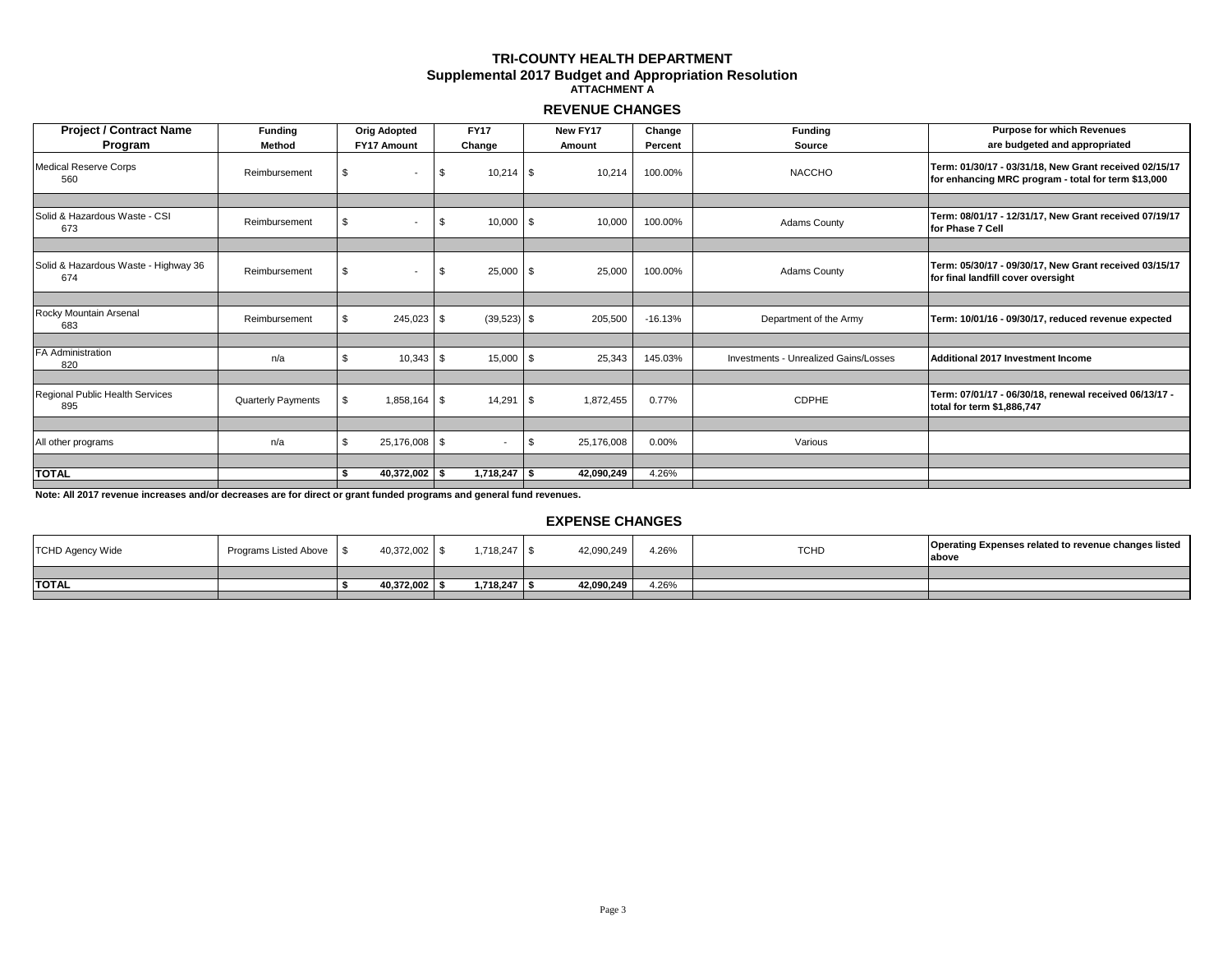# TRI-COUNTY HEALTH DEPARTMENT
## Supplemental 2017 Budget and Appropriation Resolution
### ATTACHMENT A

### REVENUE CHANGES

| Project / Contract Name Program | Funding Method | Orig Adopted FY17 Amount | FY17 Change | New FY17 Amount | Change Percent | Funding Source | Purpose for which Revenues are budgeted and appropriated |
|---|---|---|---|---|---|---|---|
| Medical Reserve Corps 560 | Reimbursement | $ - | $ 10,214 | $ 10,214 | 100.00% | NACCHO | **Term: 01/30/17 - 03/31/18, New Grant received 02/15/17 for enhancing MRC program - total for term $13,000** |
| Solid & Hazardous Waste - CSI 673 | Reimbursement | $ - | $ 10,000 | $ 10,000 | 100.00% | Adams County | **Term: 08/01/17 - 12/31/17, New Grant received 07/19/17 for Phase 7 Cell** |
| Solid & Hazardous Waste - Highway 36 674 | Reimbursement | $ - | $ 25,000 | $ 25,000 | 100.00% | Adams County | **Term: 05/30/17 - 09/30/17, New Grant received 03/15/17 for final landfill cover oversight** |
| Rocky Mountain Arsenal 683 | Reimbursement | $ 245,023 | $ (39,523) | $ 205,500 | -16.13% | Department of the Army | **Term: 10/01/16 - 09/30/17, reduced revenue expected** |
| FA Administration 820 | n/a | $ 10,343 | $ 15,000 | $ 25,343 | 145.03% | Investments - Unrealized Gains/Losses | **Additional 2017 Investment Income** |
| Regional Public Health Services 895 | Quarterly Payments | $ 1,858,164 | $ 14,291 | $ 1,872,455 | 0.77% | CDPHE | **Term: 07/01/17 - 06/30/18, renewal received 06/13/17 - total for term $1,886,747** |
| All other programs | n/a | $ 25,176,008 | $ - | $ 25,176,008 | 0.00% | Various | |
| **TOTAL** | | **$ 40,372,002** | **$ 1,718,247** | **$ 42,090,249** | 4.26% | | |

**Note: All 2017 revenue increases and/or decreases are for direct or grant funded programs and general fund revenues.**

### EXPENSE CHANGES

| | | | | | | | |
|---|---|---|---|---|---|---|---|
| TCHD Agency Wide | Programs Listed Above | $ 40,372,002 | $ 1,718,247 | $ 42,090,249 | 4.26% | TCHD | **Operating Expenses related to revenue changes listed above** |
| **TOTAL** | | **$ 40,372,002** | **$ 1,718,247** | **$ 42,090,249** | 4.26% | | |